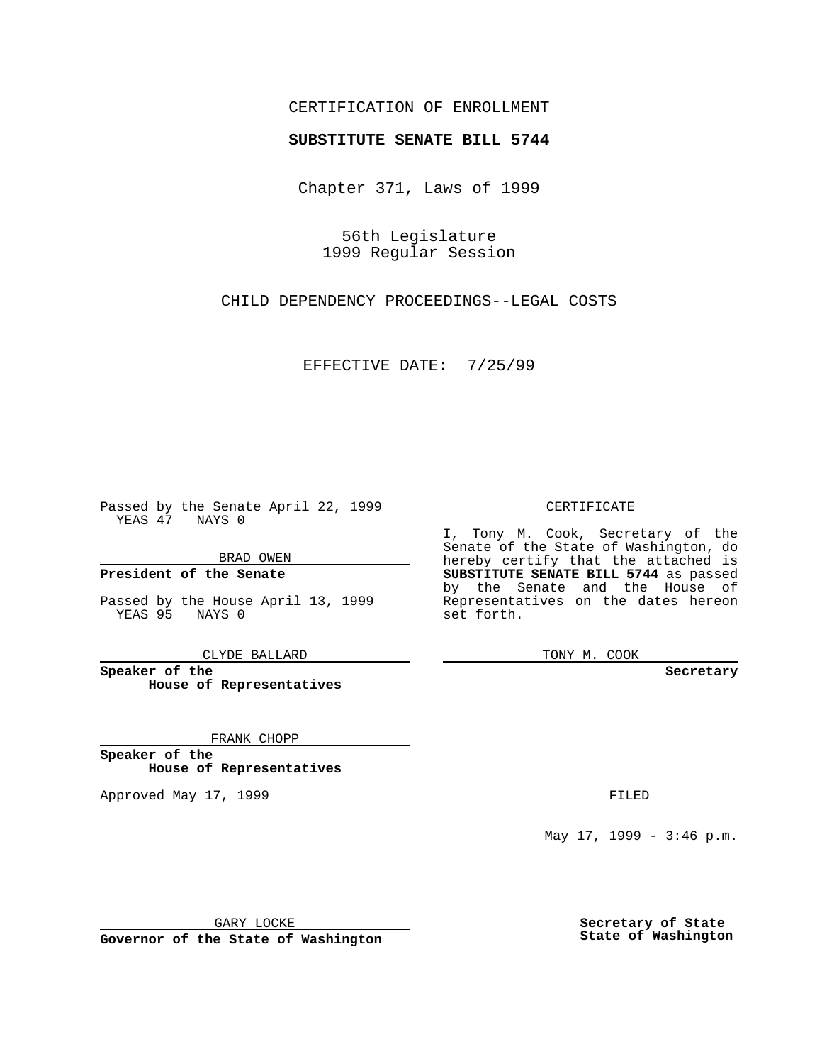CERTIFICATION OF ENROLLMENT

**SUBSTITUTE SENATE BILL 5744**

Chapter 371, Laws of 1999

56th Legislature
1999 Regular Session

CHILD DEPENDENCY PROCEEDINGS--LEGAL COSTS

EFFECTIVE DATE: 7/25/99

Passed by the Senate April 22, 1999
YEAS 47 NAYS 0

BRAD OWEN

**President of the Senate**

Passed by the House April 13, 1999
YEAS 95 NAYS 0

CLYDE BALLARD

**Speaker of the House of Representatives**

FRANK CHOPP

**Speaker of the House of Representatives**

Approved May 17, 1999

GARY LOCKE

**Governor of the State of Washington**

CERTIFICATE

I, Tony M. Cook, Secretary of the Senate of the State of Washington, do hereby certify that the attached is **SUBSTITUTE SENATE BILL 5744** as passed by the Senate and the House of Representatives on the dates hereon set forth.

TONY M. COOK

**Secretary**

FILED

May 17, 1999 - 3:46 p.m.

**Secretary of State**
**State of Washington**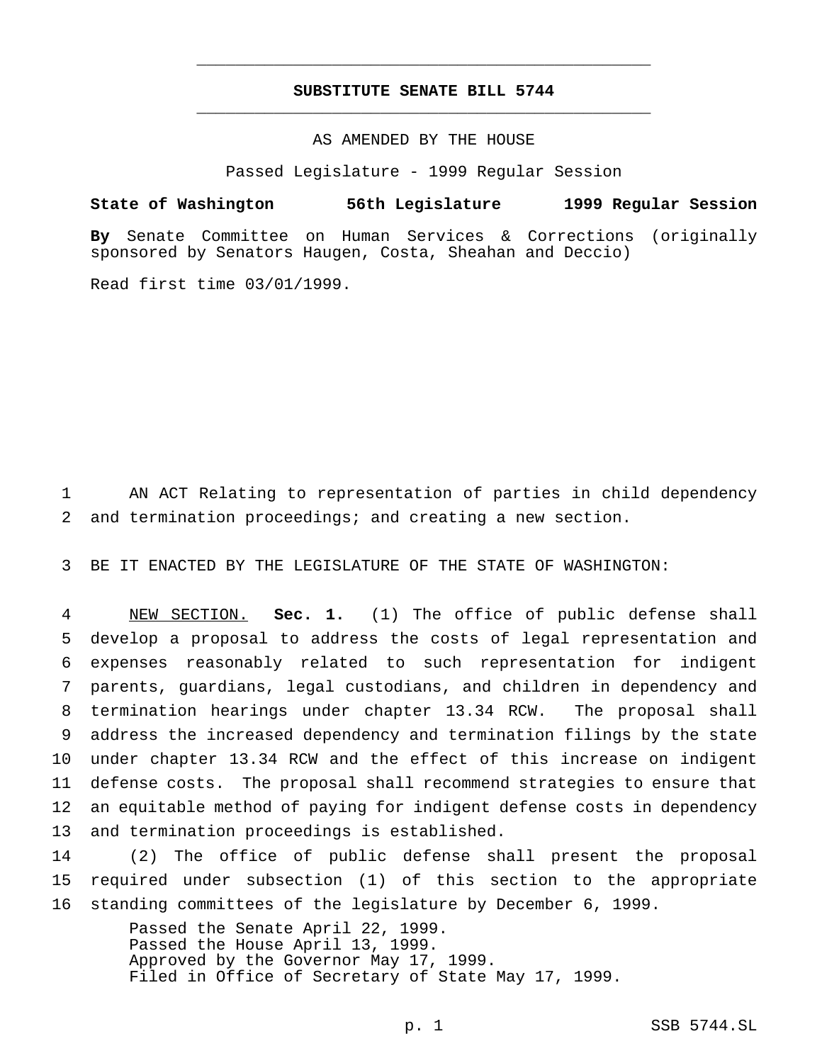# SUBSTITUTE SENATE BILL 5744

AS AMENDED BY THE HOUSE

Passed Legislature - 1999 Regular Session

**State of Washington 56th Legislature 1999 Regular Session**

**By** Senate Committee on Human Services & Corrections (originally sponsored by Senators Haugen, Costa, Sheahan and Deccio)

Read first time 03/01/1999.

AN ACT Relating to representation of parties in child dependency and termination proceedings; and creating a new section.

BE IT ENACTED BY THE LEGISLATURE OF THE STATE OF WASHINGTON:

NEW SECTION. **Sec. 1.** (1) The office of public defense shall develop a proposal to address the costs of legal representation and expenses reasonably related to such representation for indigent parents, guardians, legal custodians, and children in dependency and termination hearings under chapter 13.34 RCW. The proposal shall address the increased dependency and termination filings by the state under chapter 13.34 RCW and the effect of this increase on indigent defense costs. The proposal shall recommend strategies to ensure that an equitable method of paying for indigent defense costs in dependency and termination proceedings is established.

(2) The office of public defense shall present the proposal required under subsection (1) of this section to the appropriate standing committees of the legislature by December 6, 1999.

Passed the Senate April 22, 1999.
Passed the House April 13, 1999.
Approved by the Governor May 17, 1999.
Filed in Office of Secretary of State May 17, 1999.